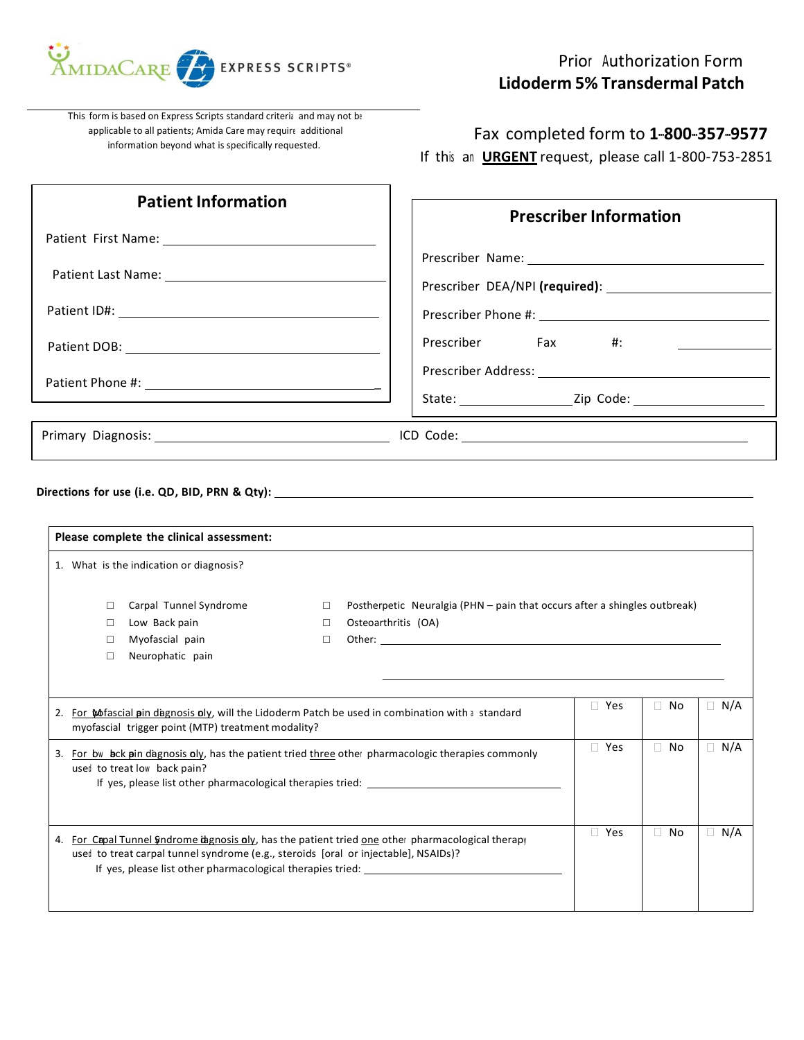AmidaCare EXPRESS SCRIPTS®

# Prior Authorization Form
# Lidoderm 5% Transdermal Patch

This form is based on Express Scripts standard criteria and may not be applicable to all patients; Amida Care may require additional information beyond what is specifically requested.

Fax completed form to **1-800-357-9577**

If this an **URGENT** request, please call 1-800-753-2851

## Patient Information

Patient First Name: ______________________

Patient Last Name: ______________________

Patient ID#: ______________________

Patient DOB: ______________________

Patient Phone #: ______________________

## Prescriber Information

Prescriber Name: ______________________

Prescriber DEA/NPI **(required)**: ______________________

Prescriber Phone #: ______________________

Prescriber Fax #: ______________________

Prescriber Address: ______________________

State: ______________ Zip Code: ______________

Primary Diagnosis: ______________________ ICD Code: ______________________

**Directions for use (i.e. QD, BID, PRN & Qty):** ______________________

| **Please complete the clinical assessment:** | | | |
|---|---|---|---|
| 1. What is the indication or diagnosis?<br><br>☐ Carpal Tunnel Syndrome<br>☐ Low Back pain<br>☐ Myofascial pain<br>☐ Neurophatic pain<br>☐ Postherpetic Neuralgia (PHN – pain that occurs after a shingles outbreak)<br>☐ Osteoarthritis (OA)<br>☐ Other: ______________________ | | | |
| 2. For Myofascial pain diagnosis only, will the Lidoderm Patch be used in combination with a standard myofascial trigger point (MTP) treatment modality? | ☐ Yes | ☐ No | ☐ N/A |
| 3. For low back pain diagnosis only, has the patient tried three other pharmacologic therapies commonly used to treat low back pain?<br>If yes, please list other pharmacological therapies tried: ______________________ | ☐ Yes | ☐ No | ☐ N/A |
| 4. For Carpal Tunnel Syndrome diagnosis only, has the patient tried one other pharmacological therapy used to treat carpal tunnel syndrome (e.g., steroids [oral or injectable], NSAIDs)?<br>If yes, please list other pharmacological therapies tried: ______________________ | ☐ Yes | ☐ No | ☐ N/A |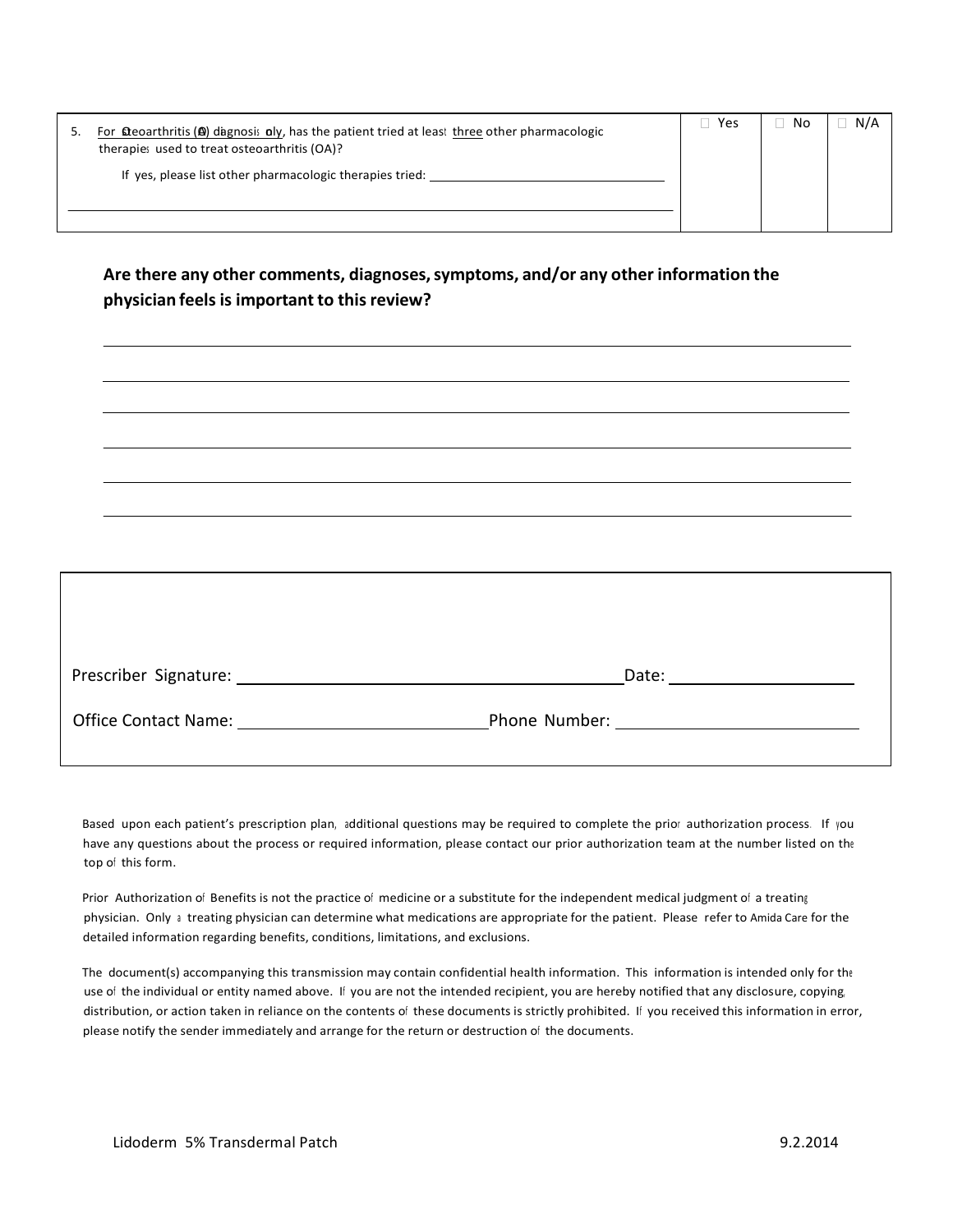| | Yes | No | N/A |
|---|---|---|---|
| 5. For Osteoarthritis (OA) diagnosis only, has the patient tried at least three other pharmacologic therapies used to treat osteoarthritis (OA)?<br><br>If yes, please list other pharmacologic therapies tried: ______________________________ | ☐ Yes | ☐ No | ☐ N/A |

**Are there any other comments, diagnoses, symptoms, and/or any other information the physician feels is important to this review?**

______________________________________________________________________

______________________________________________________________________

______________________________________________________________________

______________________________________________________________________

______________________________________________________________________

______________________________________________________________________

Prescriber Signature: ______________________________ Date: ______________

Office Contact Name: ______________________ Phone Number: ______________________

Based upon each patient's prescription plan, additional questions may be required to complete the prior authorization process. If you have any questions about the process or required information, please contact our prior authorization team at the number listed on the top of this form.

Prior Authorization of Benefits is not the practice of medicine or a substitute for the independent medical judgment of a treating physician. Only a treating physician can determine what medications are appropriate for the patient. Please refer to Amida Care for the detailed information regarding benefits, conditions, limitations, and exclusions.

The document(s) accompanying this transmission may contain confidential health information. This information is intended only for the use of the individual or entity named above. If you are not the intended recipient, you are hereby notified that any disclosure, copying, distribution, or action taken in reliance on the contents of these documents is strictly prohibited. If you received this information in error, please notify the sender immediately and arrange for the return or destruction of the documents.